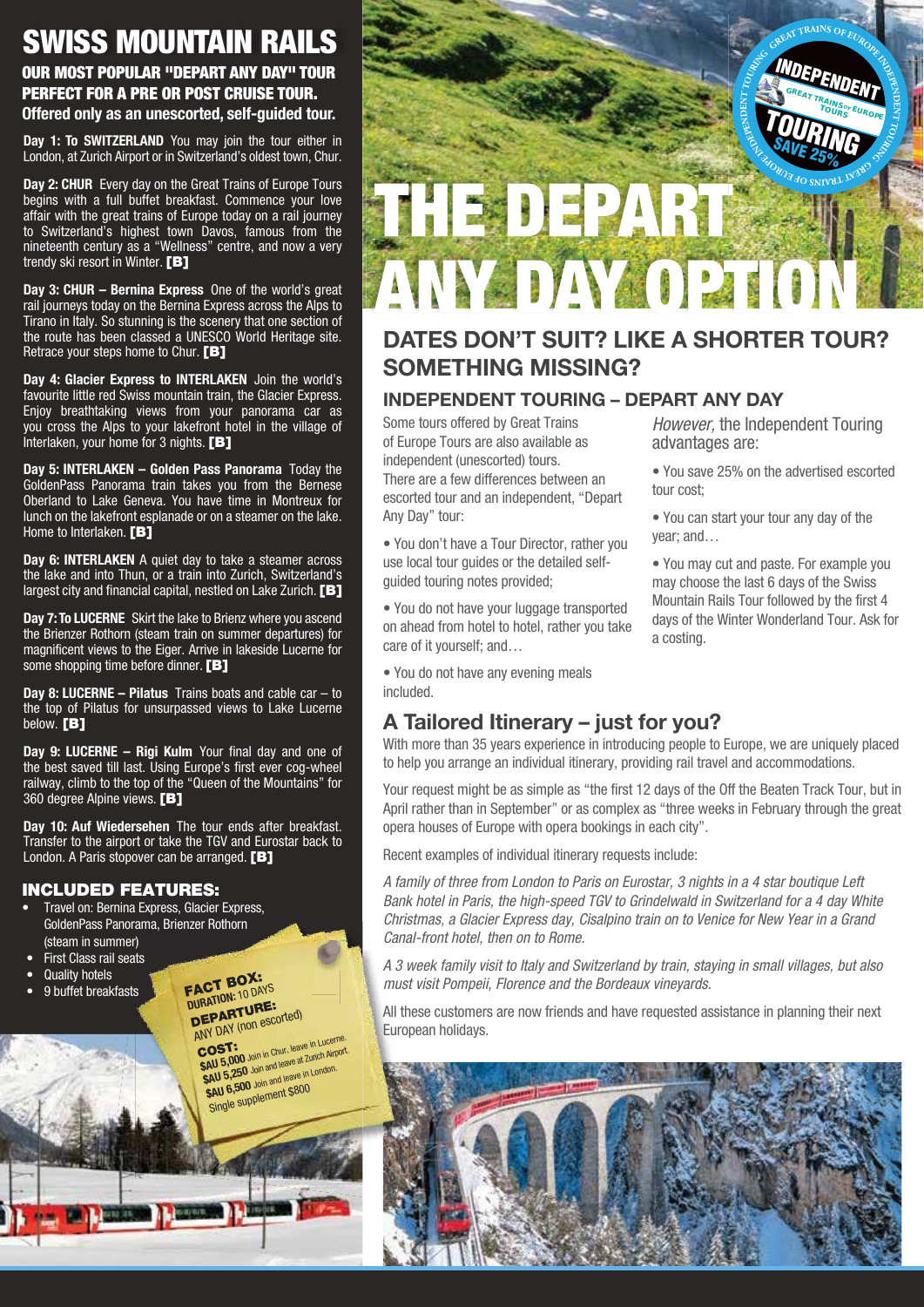# SWISS MOUNTAIN RAILS

**OUR MOST POPULAR "DEPART ANY DAY" TOUR PERFECT FOR A PRE OR POST CRUISE TOUR.**
**Offered only as an unescorted, self-guided tour.**

**Day 1: To SWITZERLAND** You may join the tour either in London, at Zurich Airport or in Switzerland's oldest town, Chur.

**Day 2: CHUR** Every day on the Great Trains of Europe Tours begins with a full buffet breakfast. Commence your love affair with the great trains of Europe today on a rail journey to Switzerland's highest town Davos, famous from the nineteenth century as a "Wellness" centre, and now a very trendy ski resort in Winter. **[B]**

**Day 3: CHUR – Bernina Express** One of the world's great rail journeys today on the Bernina Express across the Alps to Tirano in Italy. So stunning is the scenery that one section of the route has been classed a UNESCO World Heritage site. Retrace your steps home to Chur. **[B]**

**Day 4: Glacier Express to INTERLAKEN** Join the world's favourite little red Swiss mountain train, the Glacier Express. Enjoy breathtaking views from your panorama car as you cross the Alps to your lakefront hotel in the village of Interlaken, your home for 3 nights. **[B]**

**Day 5: INTERLAKEN – Golden Pass Panorama** Today the GoldenPass Panorama train takes you from the Bernese Oberland to Lake Geneva. You have time in Montreux for lunch on the lakefront esplanade or on a steamer on the lake. Home to Interlaken. **[B]**

**Day 6: INTERLAKEN** A quiet day to take a steamer across the lake and into Thun, or a train into Zurich, Switzerland's largest city and financial capital, nestled on Lake Zurich. **[B]**

**Day 7: To LUCERNE** Skirt the lake to Brienz where you ascend the Brienzer Rothorn (steam train on summer departures) for magnificent views to the Eiger. Arrive in lakeside Lucerne for some shopping time before dinner. **[B]**

**Day 8: LUCERNE – Pilatus** Trains boats and cable car – to the top of Pilatus for unsurpassed views to Lake Lucerne below. **[B]**

**Day 9: LUCERNE – Rigi Kulm** Your final day and one of the best saved till last. Using Europe's first ever cog-wheel railway, climb to the top of the "Queen of the Mountains" for 360 degree Alpine views. **[B]**

**Day 10: Auf Wiedersehen** The tour ends after breakfast. Transfer to the airport or take the TGV and Eurostar back to London. A Paris stopover can be arranged. **[B]**

## INCLUDED FEATURES:

- Travel on: Bernina Express, Glacier Express, GoldenPass Panorama, Brienzer Rothorn (steam in summer)
- First Class rail seats
- Quality hotels
- 9 buffet breakfasts

**FACT BOX:**
**DURATION:** 10 DAYS
**DEPARTURE:** ANY DAY (non escorted)
**COST:**
**$AU 5,000** Join in Chur, leave in Lucerne.
**$AU 5,250** Join and leave at Zurich Airport.
**$AU 6,500** Join and leave in London.
Single supplement $800

INDEPENDENT TOURING – GREAT TRAINS OF EUROPE TOURS – SAVE 25%

# THE DEPART ANY DAY OPTION

## DATES DON'T SUIT? LIKE A SHORTER TOUR? SOMETHING MISSING?

### INDEPENDENT TOURING – DEPART ANY DAY

Some tours offered by Great Trains of Europe Tours are also available as independent (unescorted) tours. There are a few differences between an escorted tour and an independent, "Depart Any Day" tour:

- You don't have a Tour Director, rather you use local tour guides or the detailed self-guided touring notes provided;
- You do not have your luggage transported on ahead from hotel to hotel, rather you take care of it yourself; and…
- You do not have any evening meals included.

*However,* the Independent Touring advantages are:

- You save 25% on the advertised escorted tour cost;
- You can start your tour any day of the year; and…
- You may cut and paste. For example you may choose the last 6 days of the Swiss Mountain Rails Tour followed by the first 4 days of the Winter Wonderland Tour. Ask for a costing.

## A Tailored Itinerary – just for you?

With more than 35 years experience in introducing people to Europe, we are uniquely placed to help you arrange an individual itinerary, providing rail travel and accommodations.

Your request might be as simple as "the first 12 days of the Off the Beaten Track Tour, but in April rather than in September" or as complex as "three weeks in February through the great opera houses of Europe with opera bookings in each city".

Recent examples of individual itinerary requests include:

*A family of three from London to Paris on Eurostar, 3 nights in a 4 star boutique Left Bank hotel in Paris, the high-speed TGV to Grindelwald in Switzerland for a 4 day White Christmas, a Glacier Express day, Cisalpino train on to Venice for New Year in a Grand Canal-front hotel, then on to Rome.*

*A 3 week family visit to Italy and Switzerland by train, staying in small villages, but also must visit Pompeii, Florence and the Bordeaux vineyards.*

All these customers are now friends and have requested assistance in planning their next European holidays.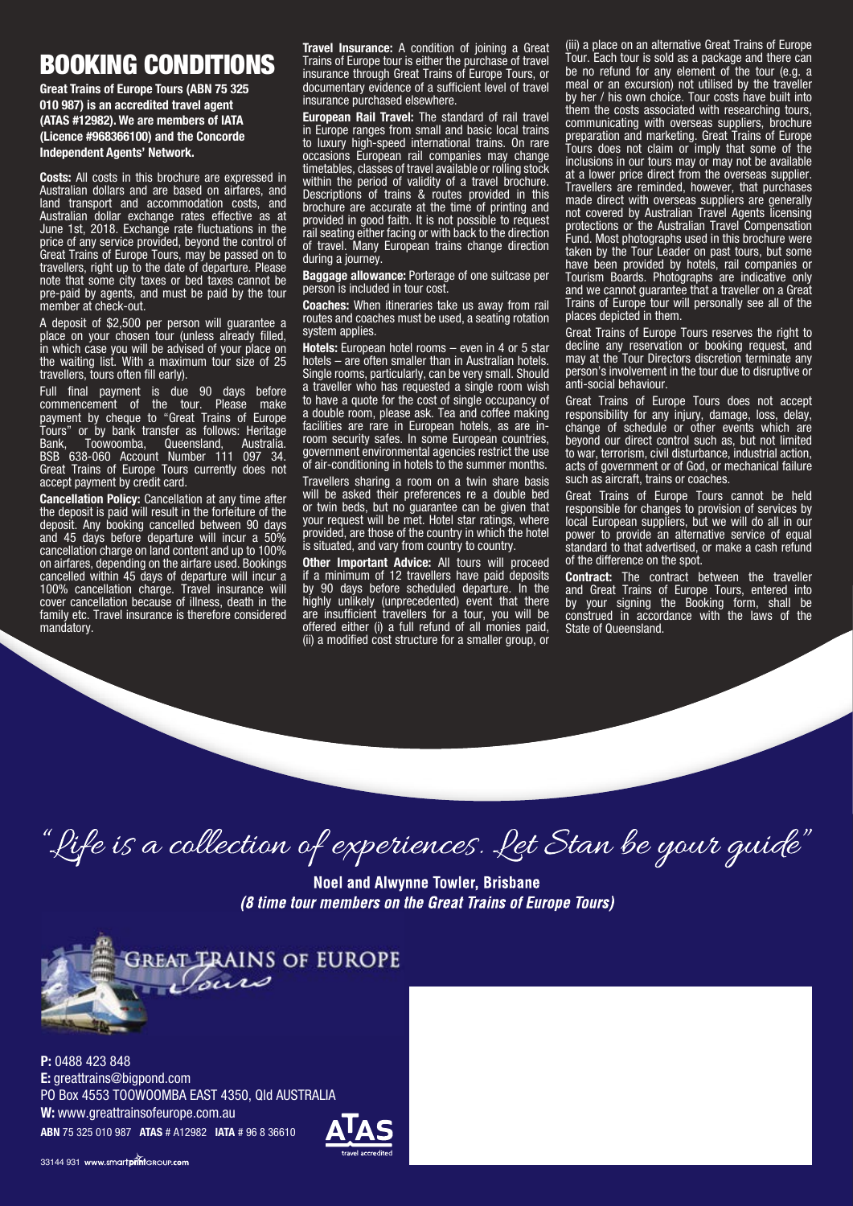# BOOKING CONDITIONS

**Great Trains of Europe Tours (ABN 75 325 010 987) is an accredited travel agent (ATAS #12982). We are members of IATA (Licence #968366100) and the Concorde Independent Agents' Network.**

**Costs:** All costs in this brochure are expressed in Australian dollars and are based on airfares, and land transport and accommodation costs, and Australian dollar exchange rates effective as at June 1st, 2018. Exchange rate fluctuations in the price of any service provided, beyond the control of Great Trains of Europe Tours, may be passed on to travellers, right up to the date of departure. Please note that some city taxes or bed taxes cannot be pre-paid by agents, and must be paid by the tour member at check-out.

A deposit of $2,500 per person will guarantee a place on your chosen tour (unless already filled, in which case you will be advised of your place on the waiting list. With a maximum tour size of 25 travellers, tours often fill early).

Full final payment is due 90 days before commencement of the tour. Please make payment by cheque to "Great Trains of Europe Tours" or by bank transfer as follows: Heritage Bank, Toowoomba, Queensland, Australia. BSB 638-060 Account Number 111 097 34. Great Trains of Europe Tours currently does not accept payment by credit card.

**Cancellation Policy:** Cancellation at any time after the deposit is paid will result in the forfeiture of the deposit. Any booking cancelled between 90 days and 45 days before departure will incur a 50% cancellation charge on land content and up to 100% on airfares, depending on the airfare used. Bookings cancelled within 45 days of departure will incur a 100% cancellation charge. Travel insurance will cover cancellation because of illness, death in the family etc. Travel insurance is therefore considered mandatory.

**Travel Insurance:** A condition of joining a Great Trains of Europe tour is either the purchase of travel insurance through Great Trains of Europe Tours, or documentary evidence of a sufficient level of travel insurance purchased elsewhere.

**European Rail Travel:** The standard of rail travel in Europe ranges from small and basic local trains to luxury high-speed international trains. On rare occasions European rail companies may change timetables, classes of travel available or rolling stock within the period of validity of a travel brochure. Descriptions of trains & routes provided in this brochure are accurate at the time of printing and provided in good faith. It is not possible to request rail seating either facing or with back to the direction of travel. Many European trains change direction during a journey.

**Baggage allowance:** Porterage of one suitcase per person is included in tour cost.

**Coaches:** When itineraries take us away from rail routes and coaches must be used, a seating rotation system applies.

**Hotels:** European hotel rooms – even in 4 or 5 star hotels – are often smaller than in Australian hotels. Single rooms, particularly, can be very small. Should a traveller who has requested a single room wish to have a quote for the cost of single occupancy of a double room, please ask. Tea and coffee making facilities are rare in European hotels, as are in-room security safes. In some European countries, government environmental agencies restrict the use of air-conditioning in hotels to the summer months.

Travellers sharing a room on a twin share basis will be asked their preferences re a double bed or twin beds, but no guarantee can be given that your request will be met. Hotel star ratings, where provided, are those of the country in which the hotel is situated, and vary from country to country.

**Other Important Advice:** All tours will proceed if a minimum of 12 travellers have paid deposits by 90 days before scheduled departure. In the highly unlikely (unprecedented) event that there are insufficient travellers for a tour, you will be offered either (i) a full refund of all monies paid, (ii) a modified cost structure for a smaller group, or (iii) a place on an alternative Great Trains of Europe Tour. Each tour is sold as a package and there can be no refund for any element of the tour (e.g. a meal or an excursion) not utilised by the traveller by her / his own choice. Tour costs have built into them the costs associated with researching tours, communicating with overseas suppliers, brochure preparation and marketing. Great Trains of Europe Tours does not claim or imply that some of the inclusions in our tours may or may not be available at a lower price direct from the overseas supplier. Travellers are reminded, however, that purchases made direct with overseas suppliers are generally not covered by Australian Travel Agents licensing protections or the Australian Travel Compensation Fund. Most photographs used in this brochure were taken by the Tour Leader on past tours, but some have been provided by hotels, rail companies or Tourism Boards. Photographs are indicative only and we cannot guarantee that a traveller on a Great Trains of Europe tour will personally see all of the places depicted in them.

Great Trains of Europe Tours reserves the right to decline any reservation or booking request, and may at the Tour Directors discretion terminate any person's involvement in the tour due to disruptive or anti-social behaviour.

Great Trains of Europe Tours does not accept responsibility for any injury, damage, loss, delay, change of schedule or other events which are beyond our direct control such as, but not limited to war, terrorism, civil disturbance, industrial action, acts of government or of God, or mechanical failure such as aircraft, trains or coaches.

Great Trains of Europe Tours cannot be held responsible for changes to provision of services by local European suppliers, but we will do all in our power to provide an alternative service of equal standard to that advertised, or make a cash refund of the difference on the spot.

**Contract:** The contract between the traveller and Great Trains of Europe Tours, entered into by your signing the Booking form, shall be construed in accordance with the laws of the State of Queensland.

*"Life is a collection of experiences. Let Stan be your guide"*

**Noel and Alwynne Towler, Brisbane**
***(8 time tour members on the Great Trains of Europe Tours)***

GREAT TRAINS OF EUROPE Tours

**P:** 0488 423 848
**E:** greattrains@bigpond.com
PO Box 4553 TOOWOOMBA EAST 4350, Qld AUSTRALIA
**W:** www.greattrainsofeurope.com.au
**ABN** 75 325 010 987 **ATAS** # A12982 **IATA** # 96 8 36610

ATAS travel accredited

33144 931 www.smartprintgroup.com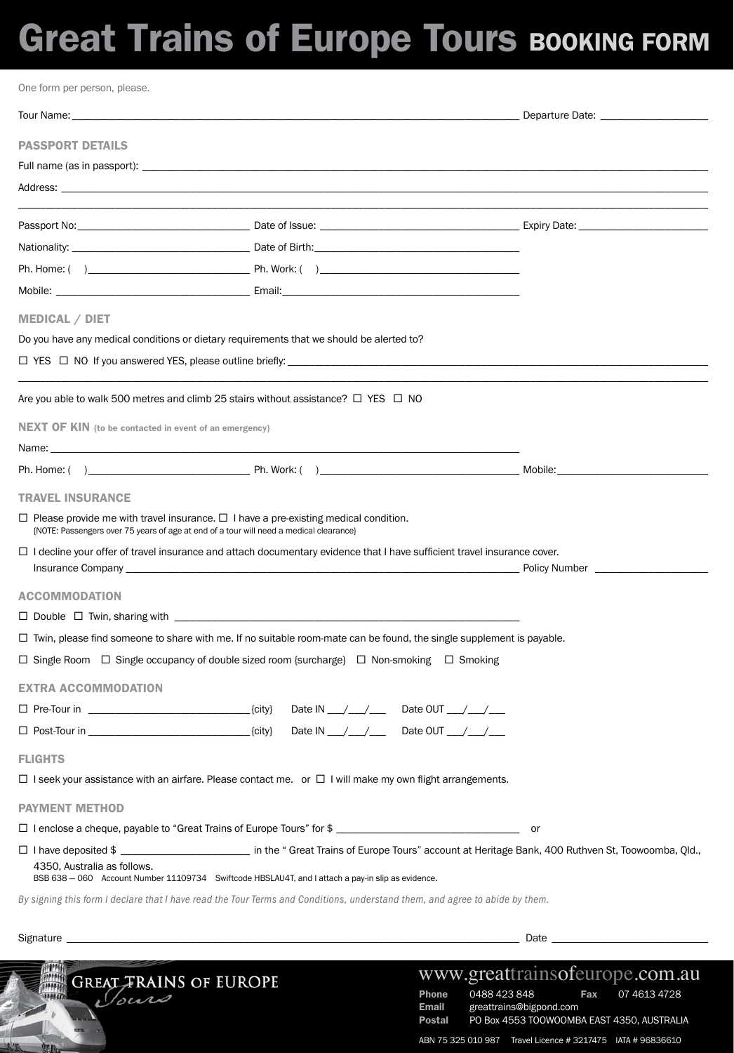# Great Trains of Europe Tours BOOKING FORM

One form per person, please.

Tour Name: ______________________________ Departure Date: ______________

## PASSPORT DETAILS

Full name (as in passport): ______________________________

Address: ______________________________

______________________________

Passport No: ______________ Date of Issue: ______________ Expiry Date: ______________

Nationality: ______________ Date of Birth: ______________

Ph. Home: (   ) ______________ Ph. Work: (   ) ______________

Mobile: ______________ Email: ______________

## MEDICAL / DIET

Do you have any medical conditions or dietary requirements that we should be alerted to?

☐ YES ☐ NO If you answered YES, please outline briefly: ______________________________

______________________________

Are you able to walk 500 metres and climb 25 stairs without assistance? ☐ YES ☐ NO

## NEXT OF KIN {to be contacted in event of an emergency}

Name: ______________________________

Ph. Home: (   ) ______________ Ph. Work: (   ) ______________ Mobile: ______________

## TRAVEL INSURANCE

☐ Please provide me with travel insurance. ☐ I have a pre-existing medical condition.
{NOTE: Passengers over 75 years of age at end of a tour will need a medical clearance}

☐ I decline your offer of travel insurance and attach documentary evidence that I have sufficient travel insurance cover.
Insurance Company ______________________________ Policy Number ______________

## ACCOMMODATION

☐ Double ☐ Twin, sharing with ______________________________

☐ Twin, please find someone to share with me. If no suitable room-mate can be found, the single supplement is payable.

☐ Single Room ☐ Single occupancy of double sized room {surcharge} ☐ Non-smoking ☐ Smoking

## EXTRA ACCOMMODATION

☐ Pre-Tour in ______________ {city} Date IN ___/___/___ Date OUT ___/___/___

☐ Post-Tour in ______________ {city} Date IN ___/___/___ Date OUT ___/___/___

## FLIGHTS

☐ I seek your assistance with an airfare. Please contact me. or ☐ I will make my own flight arrangements.

## PAYMENT METHOD

☐ I enclose a cheque, payable to "Great Trains of Europe Tours" for $ ______________ or

☐ I have deposited $ ______________ in the " Great Trains of Europe Tours" account at Heritage Bank, 400 Ruthven St, Toowoomba, Qld., 4350, Australia as follows.
BSB 638 – 060 Account Number 11109734 Swiftcode HBSLAU4T, and I attach a pay-in slip as evidence.

*By signing this form I declare that I have read the Tour Terms and Conditions, understand them, and agree to abide by them.*

Signature ______________________________ Date ______________

GREAT TRAINS OF EUROPE Tours

www.greattrainsofeurope.com.au

**Phone** 0488 423 848 **Fax** 07 4613 4728
**Email** greattrains@bigpond.com
**Postal** PO Box 4553 TOOWOOMBA EAST 4350, AUSTRALIA

ABN 75 325 010 987 Travel Licence # 3217475 IATA # 96836610